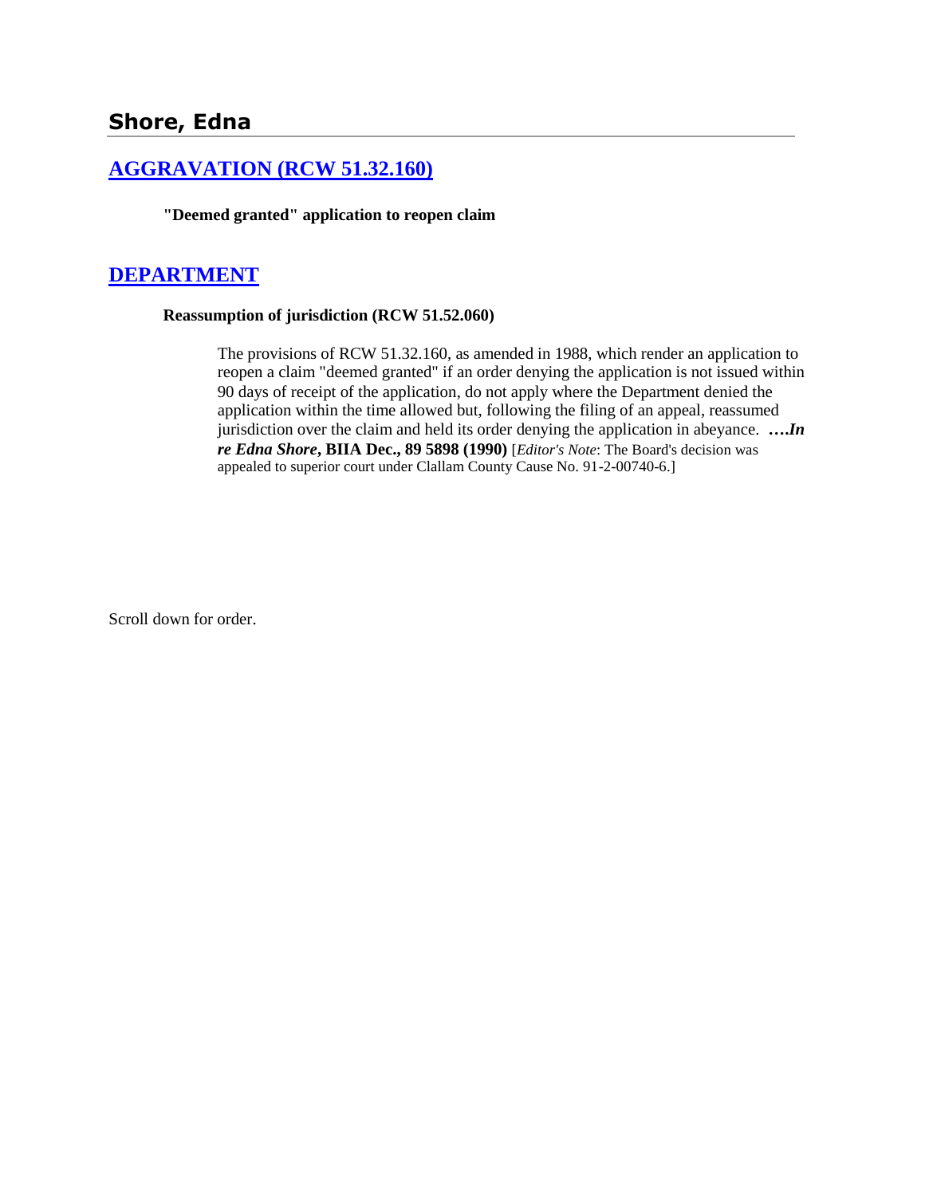## Shore, Edna

### [AGGRAVATION (RCW 51.32.160)]

**"Deemed granted" application to reopen claim**

### [DEPARTMENT]

**Reassumption of jurisdiction (RCW 51.52.060)**

The provisions of RCW 51.32.160, as amended in 1988, which render an application to reopen a claim "deemed granted" if an order denying the application is not issued within 90 days of receipt of the application, do not apply where the Department denied the application within the time allowed but, following the filing of an appeal, reassumed jurisdiction over the claim and held its order denying the application in abeyance. ***….In re Edna Shore*, BIIA Dec., 89 5898 (1990)** [*Editor's Note*: The Board's decision was appealed to superior court under Clallam County Cause No. 91-2-00740-6.]

Scroll down for order.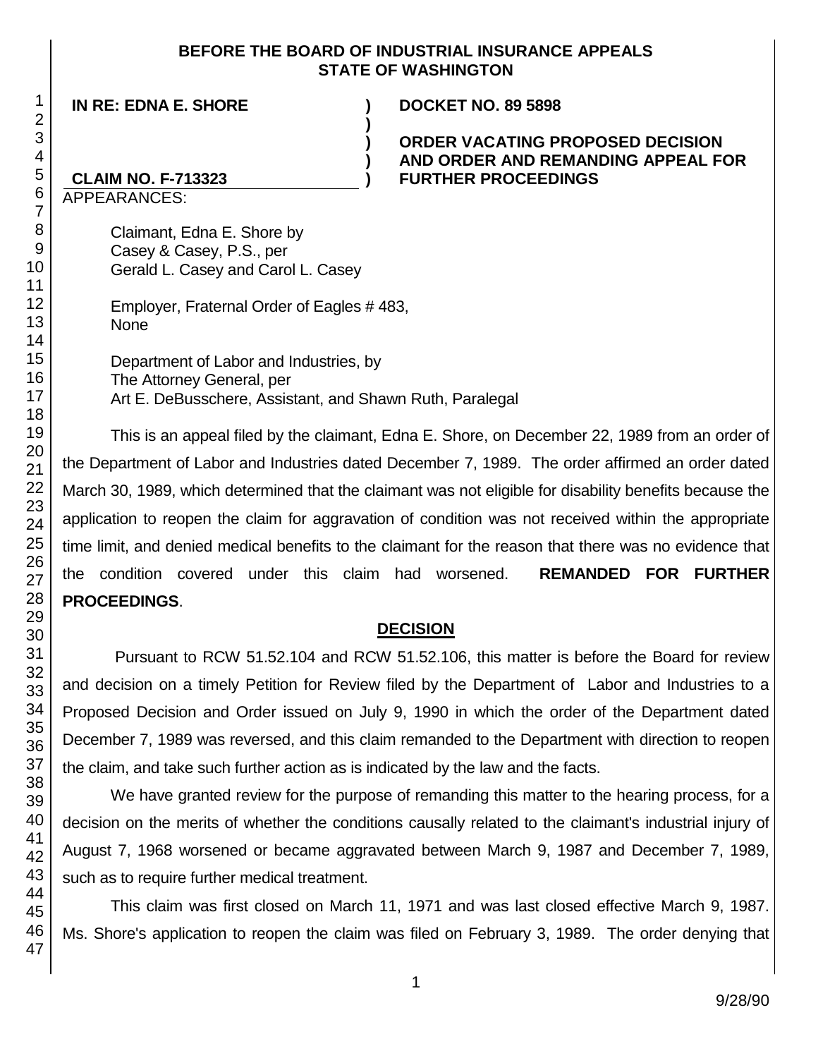**BEFORE THE BOARD OF INDUSTRIAL INSURANCE APPEALS**
**STATE OF WASHINGTON**

| | |
|---|---|
| **IN RE: EDNA E. SHORE** | **DOCKET NO. 89 5898** |
| | **ORDER VACATING PROPOSED DECISION AND ORDER AND REMANDING APPEAL FOR FURTHER PROCEEDINGS** |
| **CLAIM NO. F-713323** | |

APPEARANCES:

Claimant, Edna E. Shore by
Casey & Casey, P.S., per
Gerald L. Casey and Carol L. Casey

Employer, Fraternal Order of Eagles # 483,
None

Department of Labor and Industries, by
The Attorney General, per
Art E. DeBusschere, Assistant, and Shawn Ruth, Paralegal

This is an appeal filed by the claimant, Edna E. Shore, on December 22, 1989 from an order of the Department of Labor and Industries dated December 7, 1989. The order affirmed an order dated March 30, 1989, which determined that the claimant was not eligible for disability benefits because the application to reopen the claim for aggravation of condition was not received within the appropriate time limit, and denied medical benefits to the claimant for the reason that there was no evidence that the condition covered under this claim had worsened. **REMANDED FOR FURTHER PROCEEDINGS**.

## DECISION

Pursuant to RCW 51.52.104 and RCW 51.52.106, this matter is before the Board for review and decision on a timely Petition for Review filed by the Department of Labor and Industries to a Proposed Decision and Order issued on July 9, 1990 in which the order of the Department dated December 7, 1989 was reversed, and this claim remanded to the Department with direction to reopen the claim, and take such further action as is indicated by the law and the facts.

We have granted review for the purpose of remanding this matter to the hearing process, for a decision on the merits of whether the conditions causally related to the claimant's industrial injury of August 7, 1968 worsened or became aggravated between March 9, 1987 and December 7, 1989, such as to require further medical treatment.

This claim was first closed on March 11, 1971 and was last closed effective March 9, 1987. Ms. Shore's application to reopen the claim was filed on February 3, 1989. The order denying that

9/28/90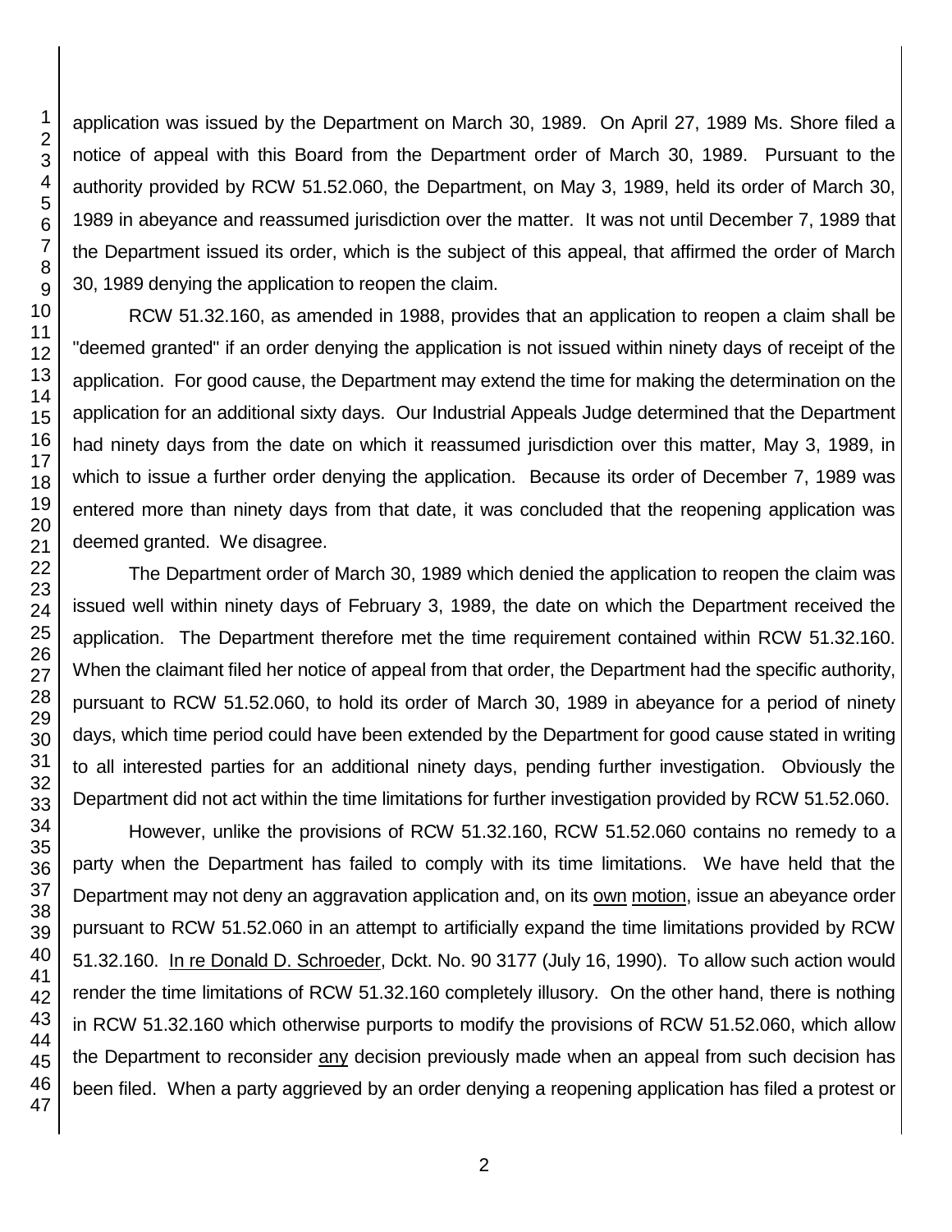application was issued by the Department on March 30, 1989. On April 27, 1989 Ms. Shore filed a notice of appeal with this Board from the Department order of March 30, 1989. Pursuant to the authority provided by RCW 51.52.060, the Department, on May 3, 1989, held its order of March 30, 1989 in abeyance and reassumed jurisdiction over the matter. It was not until December 7, 1989 that the Department issued its order, which is the subject of this appeal, that affirmed the order of March 30, 1989 denying the application to reopen the claim.

RCW 51.32.160, as amended in 1988, provides that an application to reopen a claim shall be "deemed granted" if an order denying the application is not issued within ninety days of receipt of the application. For good cause, the Department may extend the time for making the determination on the application for an additional sixty days. Our Industrial Appeals Judge determined that the Department had ninety days from the date on which it reassumed jurisdiction over this matter, May 3, 1989, in which to issue a further order denying the application. Because its order of December 7, 1989 was entered more than ninety days from that date, it was concluded that the reopening application was deemed granted. We disagree.

The Department order of March 30, 1989 which denied the application to reopen the claim was issued well within ninety days of February 3, 1989, the date on which the Department received the application. The Department therefore met the time requirement contained within RCW 51.32.160. When the claimant filed her notice of appeal from that order, the Department had the specific authority, pursuant to RCW 51.52.060, to hold its order of March 30, 1989 in abeyance for a period of ninety days, which time period could have been extended by the Department for good cause stated in writing to all interested parties for an additional ninety days, pending further investigation. Obviously the Department did not act within the time limitations for further investigation provided by RCW 51.52.060.

However, unlike the provisions of RCW 51.32.160, RCW 51.52.060 contains no remedy to a party when the Department has failed to comply with its time limitations. We have held that the Department may not deny an aggravation application and, on its <u>own motion</u>, issue an abeyance order pursuant to RCW 51.52.060 in an attempt to artificially expand the time limitations provided by RCW 51.32.160. <u>In re Donald D. Schroeder</u>, Dckt. No. 90 3177 (July 16, 1990). To allow such action would render the time limitations of RCW 51.32.160 completely illusory. On the other hand, there is nothing in RCW 51.32.160 which otherwise purports to modify the provisions of RCW 51.52.060, which allow the Department to reconsider <u>any</u> decision previously made when an appeal from such decision has been filed. When a party aggrieved by an order denying a reopening application has filed a protest or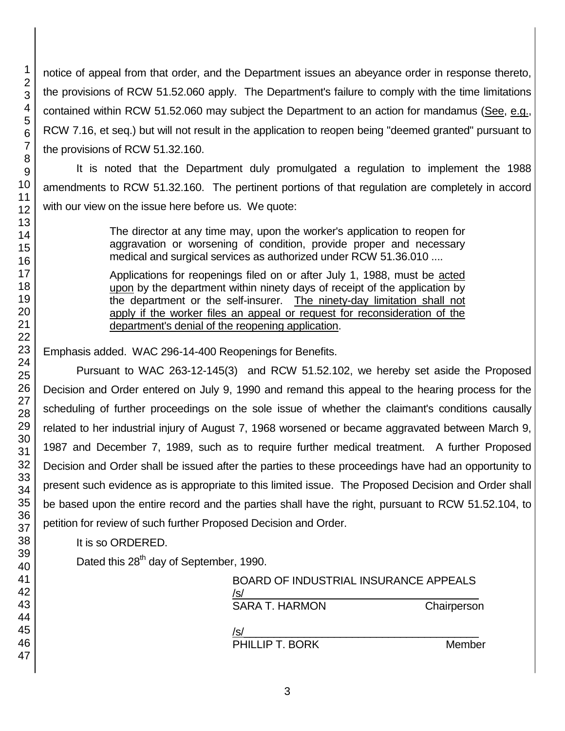notice of appeal from that order, and the Department issues an abeyance order in response thereto, the provisions of RCW 51.52.060 apply. The Department's failure to comply with the time limitations contained within RCW 51.52.060 may subject the Department to an action for mandamus (See, e.g., RCW 7.16, et seq.) but will not result in the application to reopen being "deemed granted" pursuant to the provisions of RCW 51.32.160.

It is noted that the Department duly promulgated a regulation to implement the 1988 amendments to RCW 51.32.160. The pertinent portions of that regulation are completely in accord with our view on the issue here before us. We quote:

> The director at any time may, upon the worker's application to reopen for aggravation or worsening of condition, provide proper and necessary medical and surgical services as authorized under RCW 51.36.010 ....
>
> Applications for reopenings filed on or after July 1, 1988, must be acted upon by the department within ninety days of receipt of the application by the department or the self-insurer. The ninety-day limitation shall not apply if the worker files an appeal or request for reconsideration of the department's denial of the reopening application.

Emphasis added. WAC 296-14-400 Reopenings for Benefits.

Pursuant to WAC 263-12-145(3) and RCW 51.52.102, we hereby set aside the Proposed Decision and Order entered on July 9, 1990 and remand this appeal to the hearing process for the scheduling of further proceedings on the sole issue of whether the claimant's conditions causally related to her industrial injury of August 7, 1968 worsened or became aggravated between March 9, 1987 and December 7, 1989, such as to require further medical treatment. A further Proposed Decision and Order shall be issued after the parties to these proceedings have had an opportunity to present such evidence as is appropriate to this limited issue. The Proposed Decision and Order shall be based upon the entire record and the parties shall have the right, pursuant to RCW 51.52.104, to petition for review of such further Proposed Decision and Order.

It is so ORDERED.

Dated this 28th day of September, 1990.

BOARD OF INDUSTRIAL INSURANCE APPEALS

/s/
SARA T. HARMON Chairperson

/s/
PHILLIP T. BORK Member